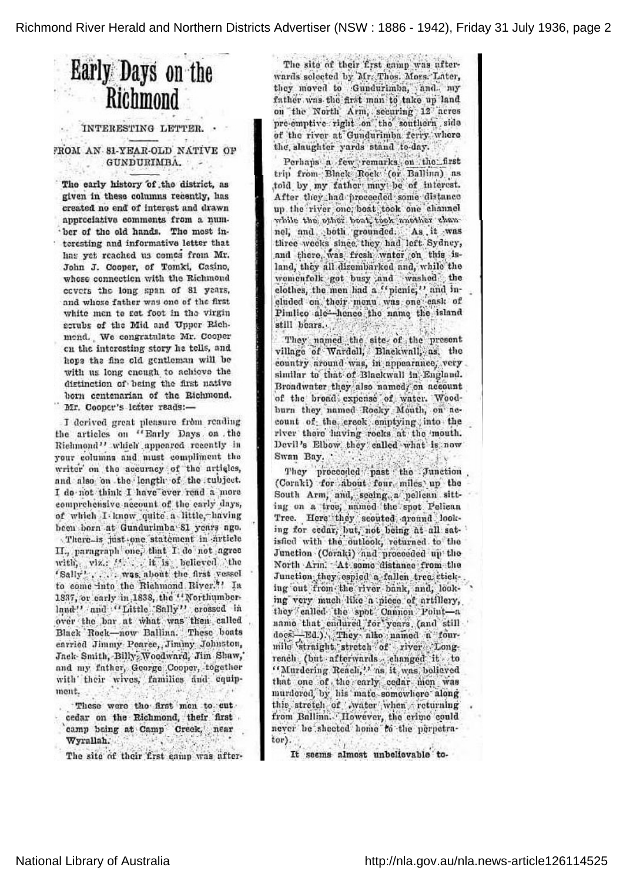# Early Days on the Richmond

INTERESTING LETTER.

FROM AN 81-YEAR-OLD NATIVE OF GUNDURIMBA.

The early history of the district, as given in these columns recently, has created no end of interest and drawn appreciative comments from a number of the old hands. The most interesting and informative letter that has yet reached us comes from Mr. John J. Cooper, of Tomki, Casino, whose connection with the Richmond covers the long span of 81 years, and whose father was one of the first white men to set foot in the virgin scrubs of the Mid and Upper Richmond. We congratulate Mr. Cooper on the interesting story he tells, and hope the fine old gentleman will be with us long enough to achieve the distinction of being the first native born centenarian of the Richmond. Mr. Cooper's letter reads:—

I derived great pleasure from reading the articles on "Early Days on the Richmond" which appeared recently in your columns and must compliment the writer on the accuracy of the articles, and also on the length of the subject. I do not think I have ever read a more comprehensive account of the early days, of which I know quite a little,—having been born at Gundurimba 81 years ago.

There is just one statement in article II., paragraph one, that I do not agree with, viz.: "... it is believed the 'Sally' ... was about the first vessel to come into the Richmond River." In 1837, or early in 1838, the "Northumberland" and "Little Sally" crossed in over the bar at what was then called Black Rock—now Ballina. These boats carried Jimmy Pearce, Jimmy Johnston, Jack Smith, Billy Woodward, Jim Shaw, and my father, George Cooper, together with their wives, families and equipment.

These were the first men to cut cedar on the Richmond, their first camp being at Camp Creek, near Wyrallah.

The site of their first camp was afterwards selected by Mr. Thos. Moss. Later, they moved to Gundurimba, and my father was the first man to take up land on the North Arm, securing 12 acres pre-emptive right on the southern side of the river at Gundurimba ferry where the slaughter yards stand to-day.

Perhaps a few remarks on the first trip from Black Rock (or Ballina) as told by my father may be of interest. After they had proceeded some distance up the river one boat took one channel while the other boat took another channel, and both grounded. As it was three weeks since they had left Sydney, and there was fresh water on this island, they all disembarked and, while the womenfolk got busy and washed the clothes, the men had a "picnic," and included on their menu was one cask of Pimlico ale—hence the name the island still bears.

They named the site of the present village of Wardell, Blackwall, as the country around was, in appearance, very similar to that of Blackwall in England. Broadwater they also named, on account of the broad expense of water. Woodburn they named Rocky Mouth, on account of the creek emptying into the river there having rocks at the mouth. Devil's Elbow they called what is now Swan Bay.

They proceeded past the Junction (Coraki) for about four miles up the South Arm, and, seeing a pelican sitting on a tree, named the spot Pelican Tree. Here they scouted around looking for cedar, but, not being at all satisfied with the outlook, returned to the Junction (Coraki) and proceeded up the North Arm. At some distance from the Junction they espied a fallen tree sticking out from the river bank, and, looking very much like a piece of artillery, they called the spot Cannon Point—a name that endured for years (and still does—Ed.). They also named a four-mile straight stretch of river Long-reach (but afterwards changed it to "Murdering Reach," as it was believed that one of the early cedar men was murdered by his mate somewhere along this stretch of water when returning from Ballina. However, the crime could never be sheeted home to the perpetrator).

It seems almost unbelievable to-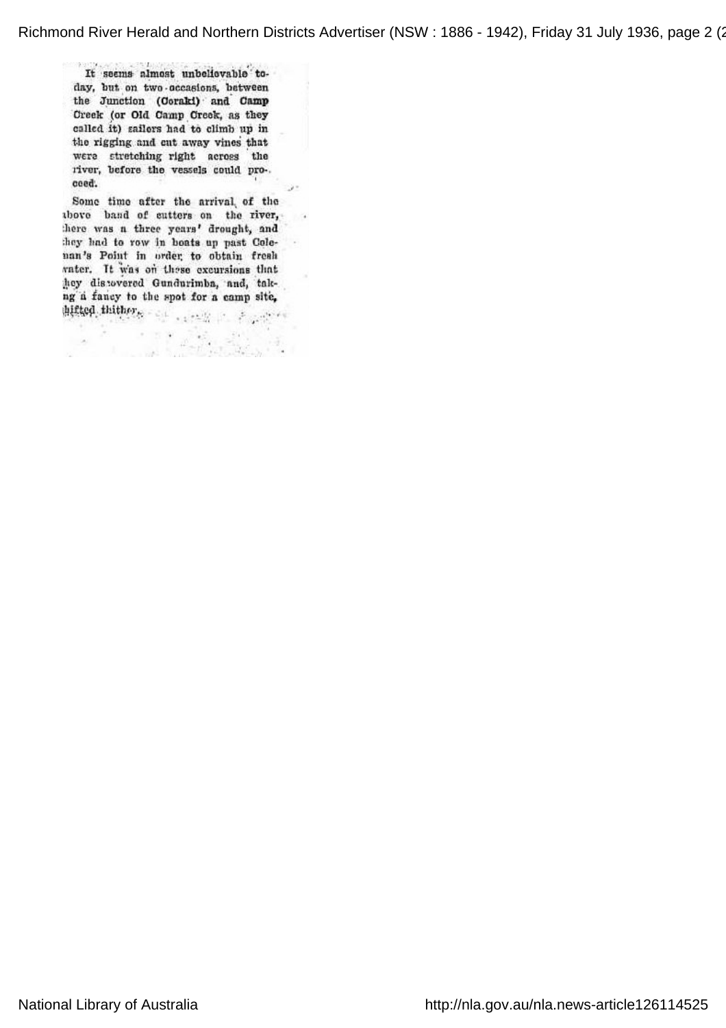It seems almost unbelievable to-day, but on two occasions, between the Junction **(Coraki)** and **Camp Creek** (or Old Camp Creek, as they called it) sailors had to climb up in the rigging and cut away vines that were stretching right across the river, before the vessels could proceed.

Some time after the arrival of the above band of cutters on the river, there was a three years' drought, and they had to row in boats up past Coleman's Point in order to obtain fresh water. It was on these excursions that they discovered Gundurimba, and, taking a fancy to the spot for a camp site, shifted thither.